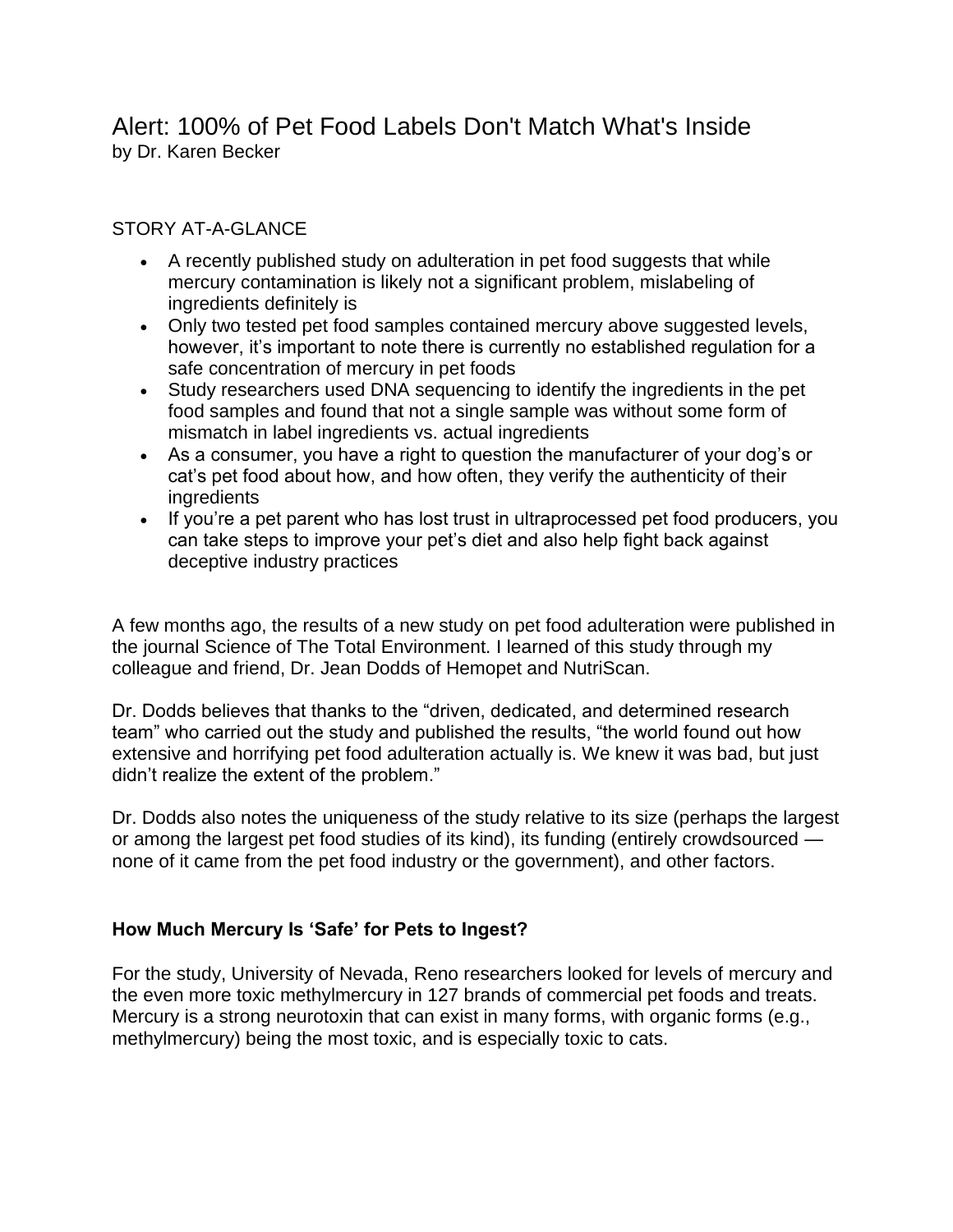# Alert: 100% of Pet Food Labels Don't Match What's Inside

by Dr. Karen Becker

STORY AT-A-GLANCE

- A recently published study on adulteration in pet food suggests that while mercury contamination is likely not a significant problem, mislabeling of ingredients definitely is
- Only two tested pet food samples contained mercury above suggested levels, however, it's important to note there is currently no established regulation for a safe concentration of mercury in pet foods
- Study researchers used DNA sequencing to identify the ingredients in the pet food samples and found that not a single sample was without some form of mismatch in label ingredients vs. actual ingredients
- As a consumer, you have a right to question the manufacturer of your dog's or cat's pet food about how, and how often, they verify the authenticity of their ingredients
- If you're a pet parent who has lost trust in ultraprocessed pet food producers, you can take steps to improve your pet's diet and also help fight back against deceptive industry practices

A few months ago, the results of a new study on pet food adulteration were published in the journal Science of The Total Environment. I learned of this study through my colleague and friend, Dr. Jean Dodds of Hemopet and NutriScan.

Dr. Dodds believes that thanks to the "driven, dedicated, and determined research team" who carried out the study and published the results, "the world found out how extensive and horrifying pet food adulteration actually is. We knew it was bad, but just didn't realize the extent of the problem."

Dr. Dodds also notes the uniqueness of the study relative to its size (perhaps the largest or among the largest pet food studies of its kind), its funding (entirely crowdsourced — none of it came from the pet food industry or the government), and other factors.

### How Much Mercury Is 'Safe' for Pets to Ingest?

For the study, University of Nevada, Reno researchers looked for levels of mercury and the even more toxic methylmercury in 127 brands of commercial pet foods and treats. Mercury is a strong neurotoxin that can exist in many forms, with organic forms (e.g., methylmercury) being the most toxic, and is especially toxic to cats.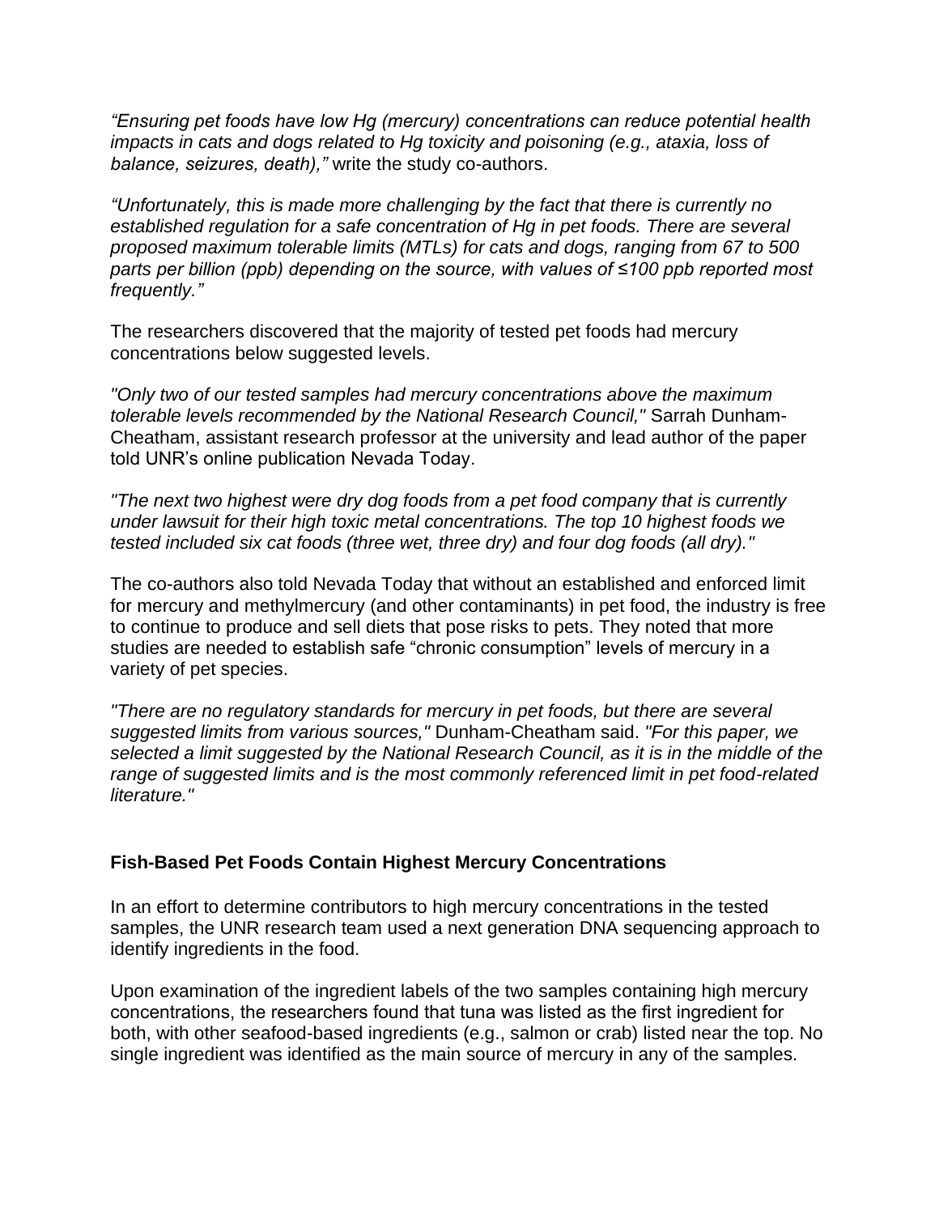*"Ensuring pet foods have low Hg (mercury) concentrations can reduce potential health impacts in cats and dogs related to Hg toxicity and poisoning (e.g., ataxia, loss of balance, seizures, death),"* write the study co-authors.

*"Unfortunately, this is made more challenging by the fact that there is currently no established regulation for a safe concentration of Hg in pet foods. There are several proposed maximum tolerable limits (MTLs) for cats and dogs, ranging from 67 to 500 parts per billion (ppb) depending on the source, with values of ≤100 ppb reported most frequently."*

The researchers discovered that the majority of tested pet foods had mercury concentrations below suggested levels.

*"Only two of our tested samples had mercury concentrations above the maximum tolerable levels recommended by the National Research Council,"* Sarrah Dunham-Cheatham, assistant research professor at the university and lead author of the paper told UNR's online publication Nevada Today.

*"The next two highest were dry dog foods from a pet food company that is currently under lawsuit for their high toxic metal concentrations. The top 10 highest foods we tested included six cat foods (three wet, three dry) and four dog foods (all dry)."*

The co-authors also told Nevada Today that without an established and enforced limit for mercury and methylmercury (and other contaminants) in pet food, the industry is free to continue to produce and sell diets that pose risks to pets. They noted that more studies are needed to establish safe "chronic consumption" levels of mercury in a variety of pet species.

*"There are no regulatory standards for mercury in pet foods, but there are several suggested limits from various sources,"* Dunham-Cheatham said. *"For this paper, we selected a limit suggested by the National Research Council, as it is in the middle of the range of suggested limits and is the most commonly referenced limit in pet food-related literature."*

## Fish-Based Pet Foods Contain Highest Mercury Concentrations

In an effort to determine contributors to high mercury concentrations in the tested samples, the UNR research team used a next generation DNA sequencing approach to identify ingredients in the food.

Upon examination of the ingredient labels of the two samples containing high mercury concentrations, the researchers found that tuna was listed as the first ingredient for both, with other seafood-based ingredients (e.g., salmon or crab) listed near the top. No single ingredient was identified as the main source of mercury in any of the samples.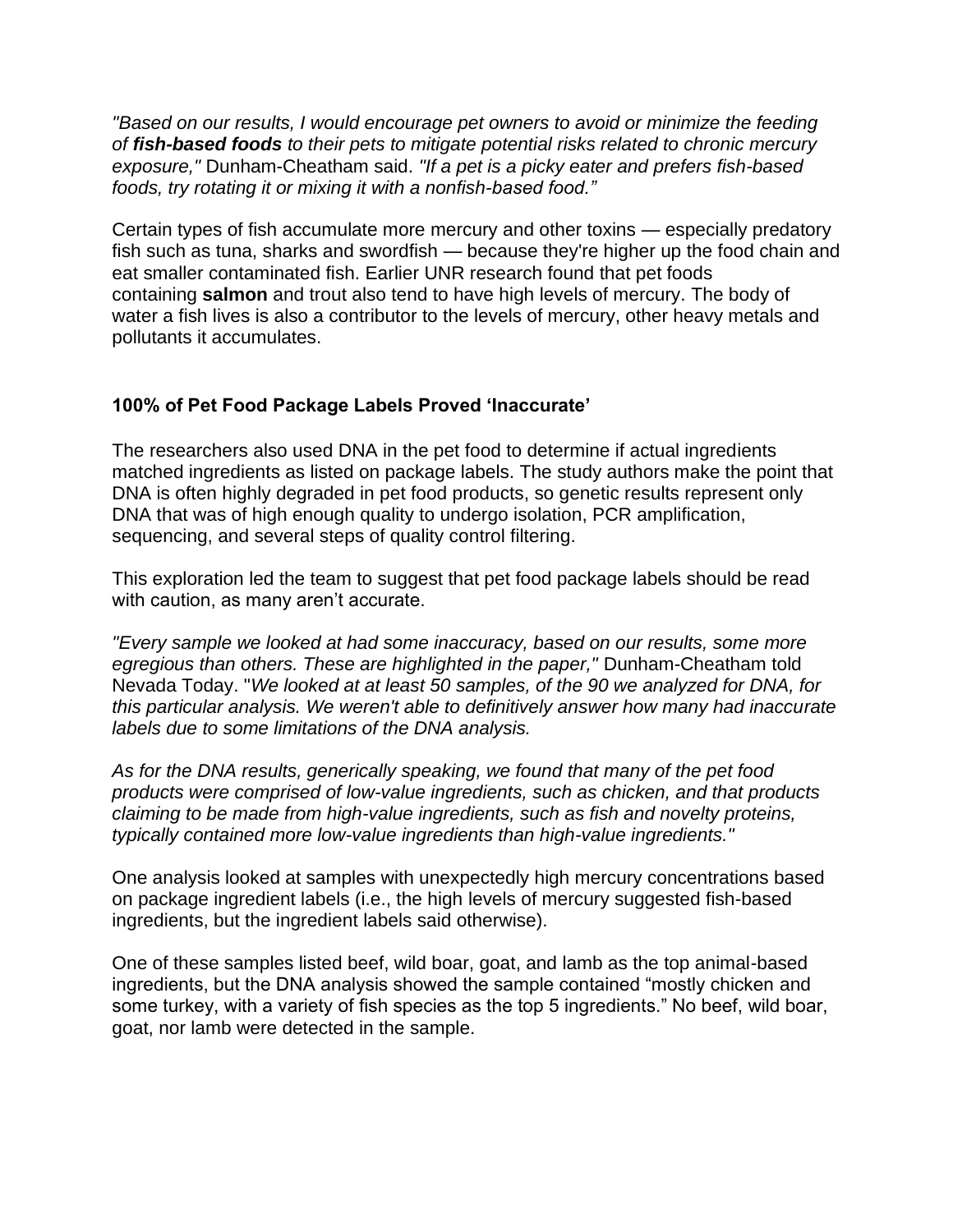*"Based on our results, I would encourage pet owners to avoid or minimize the feeding of **fish-based foods** to their pets to mitigate potential risks related to chronic mercury exposure,"* Dunham-Cheatham said. *"If a pet is a picky eater and prefers fish-based foods, try rotating it or mixing it with a nonfish-based food."*

Certain types of fish accumulate more mercury and other toxins — especially predatory fish such as tuna, sharks and swordfish — because they're higher up the food chain and eat smaller contaminated fish. Earlier UNR research found that pet foods containing **salmon** and trout also tend to have high levels of mercury. The body of water a fish lives is also a contributor to the levels of mercury, other heavy metals and pollutants it accumulates.

### 100% of Pet Food Package Labels Proved 'Inaccurate'

The researchers also used DNA in the pet food to determine if actual ingredients matched ingredients as listed on package labels. The study authors make the point that DNA is often highly degraded in pet food products, so genetic results represent only DNA that was of high enough quality to undergo isolation, PCR amplification, sequencing, and several steps of quality control filtering.

This exploration led the team to suggest that pet food package labels should be read with caution, as many aren't accurate.

*"Every sample we looked at had some inaccuracy, based on our results, some more egregious than others. These are highlighted in the paper,"* Dunham-Cheatham told Nevada Today. "*We looked at at least 50 samples, of the 90 we analyzed for DNA, for this particular analysis. We weren't able to definitively answer how many had inaccurate labels due to some limitations of the DNA analysis.*

*As for the DNA results, generically speaking, we found that many of the pet food products were comprised of low-value ingredients, such as chicken, and that products claiming to be made from high-value ingredients, such as fish and novelty proteins, typically contained more low-value ingredients than high-value ingredients."*

One analysis looked at samples with unexpectedly high mercury concentrations based on package ingredient labels (i.e., the high levels of mercury suggested fish-based ingredients, but the ingredient labels said otherwise).

One of these samples listed beef, wild boar, goat, and lamb as the top animal-based ingredients, but the DNA analysis showed the sample contained "mostly chicken and some turkey, with a variety of fish species as the top 5 ingredients." No beef, wild boar, goat, nor lamb were detected in the sample.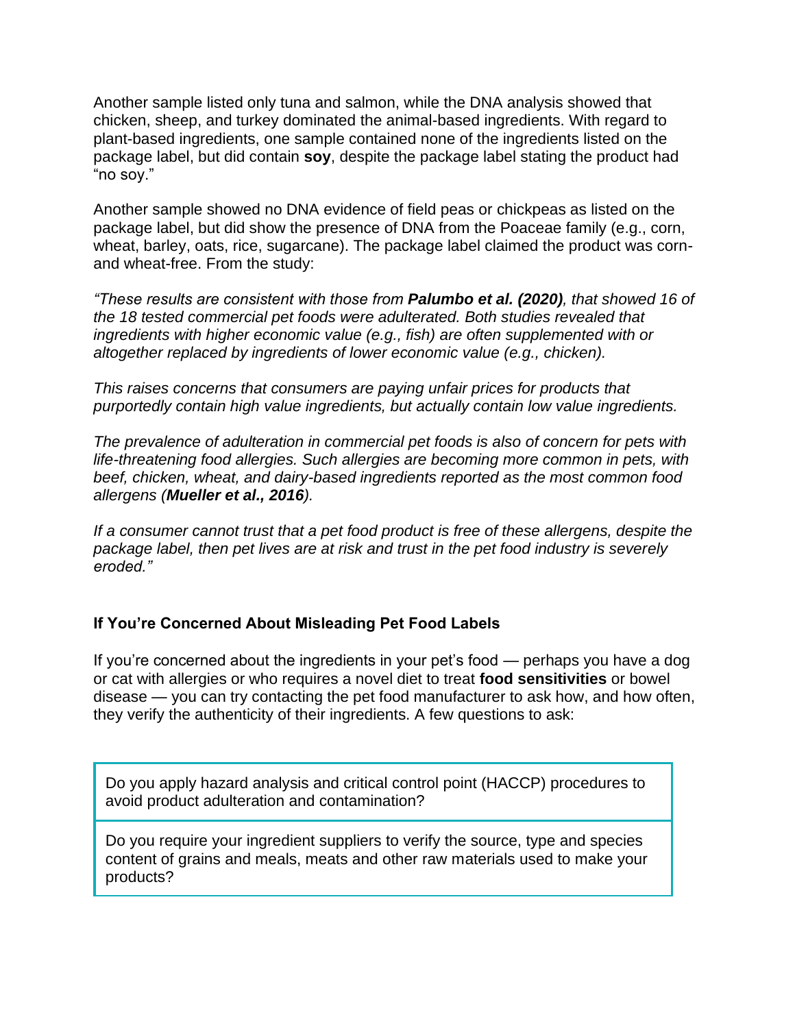Another sample listed only tuna and salmon, while the DNA analysis showed that chicken, sheep, and turkey dominated the animal-based ingredients. With regard to plant-based ingredients, one sample contained none of the ingredients listed on the package label, but did contain **soy**, despite the package label stating the product had "no soy."

Another sample showed no DNA evidence of field peas or chickpeas as listed on the package label, but did show the presence of DNA from the Poaceae family (e.g., corn, wheat, barley, oats, rice, sugarcane). The package label claimed the product was corn- and wheat-free. From the study:

*"These results are consistent with those from **Palumbo et al. (2020)**, that showed 16 of the 18 tested commercial pet foods were adulterated. Both studies revealed that ingredients with higher economic value (e.g., fish) are often supplemented with or altogether replaced by ingredients of lower economic value (e.g., chicken).*

*This raises concerns that consumers are paying unfair prices for products that purportedly contain high value ingredients, but actually contain low value ingredients.*

*The prevalence of adulteration in commercial pet foods is also of concern for pets with life-threatening food allergies. Such allergies are becoming more common in pets, with beef, chicken, wheat, and dairy-based ingredients reported as the most common food allergens (**Mueller et al., 2016**).*

*If a consumer cannot trust that a pet food product is free of these allergens, despite the package label, then pet lives are at risk and trust in the pet food industry is severely eroded."*

### If You're Concerned About Misleading Pet Food Labels

If you're concerned about the ingredients in your pet's food — perhaps you have a dog or cat with allergies or who requires a novel diet to treat **food sensitivities** or bowel disease — you can try contacting the pet food manufacturer to ask how, and how often, they verify the authenticity of their ingredients. A few questions to ask:

- Do you apply hazard analysis and critical control point (HACCP) procedures to avoid product adulteration and contamination?
- Do you require your ingredient suppliers to verify the source, type and species content of grains and meals, meats and other raw materials used to make your products?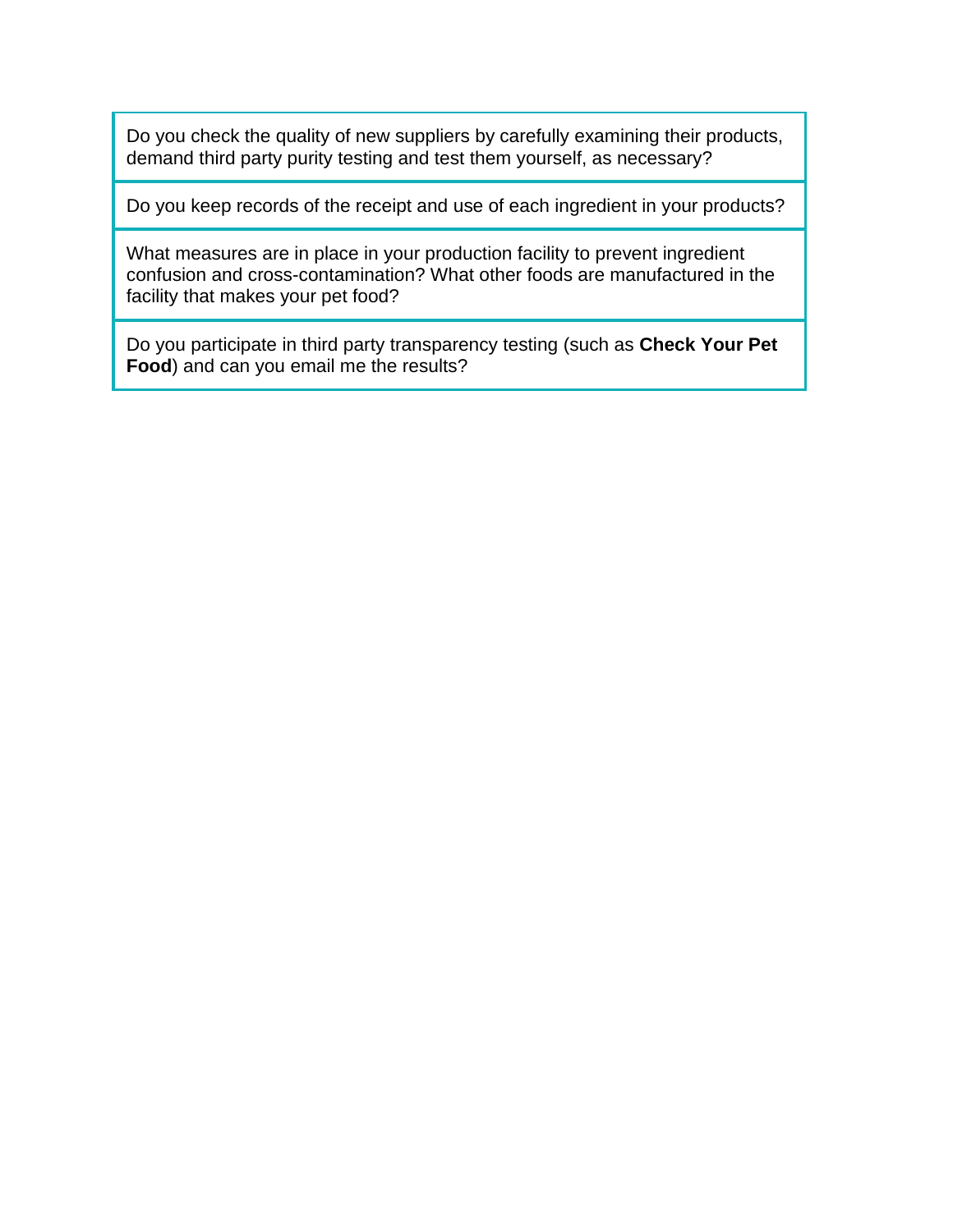| |
|---|
| Do you check the quality of new suppliers by carefully examining their products, demand third party purity testing and test them yourself, as necessary? |
| Do you keep records of the receipt and use of each ingredient in your products? |
| What measures are in place in your production facility to prevent ingredient confusion and cross-contamination? What other foods are manufactured in the facility that makes your pet food? |
| Do you participate in third party transparency testing (such as **Check Your Pet Food**) and can you email me the results? |